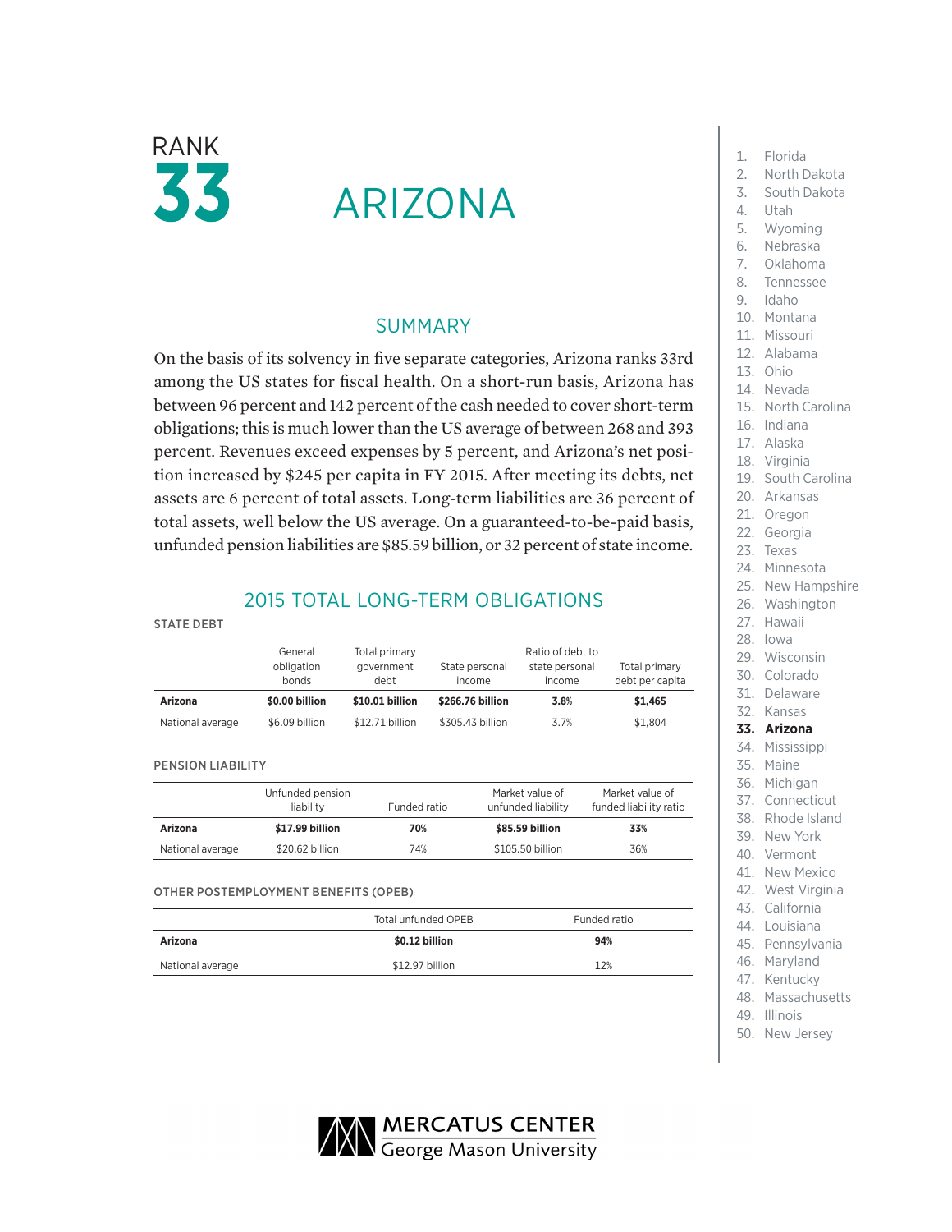RANK

# 33

# ARIZONA

## SUMMARY

On the basis of its solvency in five separate categories, Arizona ranks 33rd among the US states for fiscal health. On a short-run basis, Arizona has between 96 percent and 142 percent of the cash needed to cover short-term obligations; this is much lower than the US average of between 268 and 393 percent. Revenues exceed expenses by 5 percent, and Arizona's net position increased by $245 per capita in FY 2015. After meeting its debts, net assets are 6 percent of total assets. Long-term liabilities are 36 percent of total assets, well below the US average. On a guaranteed-to-be-paid basis, unfunded pension liabilities are $85.59 billion, or 32 percent of state income.

## 2015 TOTAL LONG-TERM OBLIGATIONS

STATE DEBT

| | General obligation bonds | Total primary government debt | State personal income | Ratio of debt to state personal income | Total primary debt per capita |
|---|---|---|---|---|---|
| **Arizona** | **$0.00 billion** | **$10.01 billion** | **$266.76 billion** | **3.8%** | **$1,465** |
| National average | $6.09 billion | $12.71 billion | $305.43 billion | 3.7% | $1,804 |

PENSION LIABILITY

| | Unfunded pension liability | Funded ratio | Market value of unfunded liability | Market value of funded liability ratio |
|---|---|---|---|---|
| **Arizona** | **$17.99 billion** | **70%** | **$85.59 billion** | **33%** |
| National average | $20.62 billion | 74% | $105.50 billion | 36% |

OTHER POSTEMPLOYMENT BENEFITS (OPEB)

| | Total unfunded OPEB | Funded ratio |
|---|---|---|
| **Arizona** | **$0.12 billion** | **94%** |
| National average | $12.97 billion | 12% |

1. Florida
2. North Dakota
3. South Dakota
4. Utah
5. Wyoming
6. Nebraska
7. Oklahoma
8. Tennessee
9. Idaho
10. Montana
11. Missouri
12. Alabama
13. Ohio
14. Nevada
15. North Carolina
16. Indiana
17. Alaska
18. Virginia
19. South Carolina
20. Arkansas
21. Oregon
22. Georgia
23. Texas
24. Minnesota
25. New Hampshire
26. Washington
27. Hawaii
28. Iowa
29. Wisconsin
30. Colorado
31. Delaware
32. Kansas
33. **Arizona**
34. Mississippi
35. Maine
36. Michigan
37. Connecticut
38. Rhode Island
39. New York
40. Vermont
41. New Mexico
42. West Virginia
43. California
44. Louisiana
45. Pennsylvania
46. Maryland
47. Kentucky
48. Massachusetts
49. Illinois
50. New Jersey

MERCATUS CENTER
George Mason University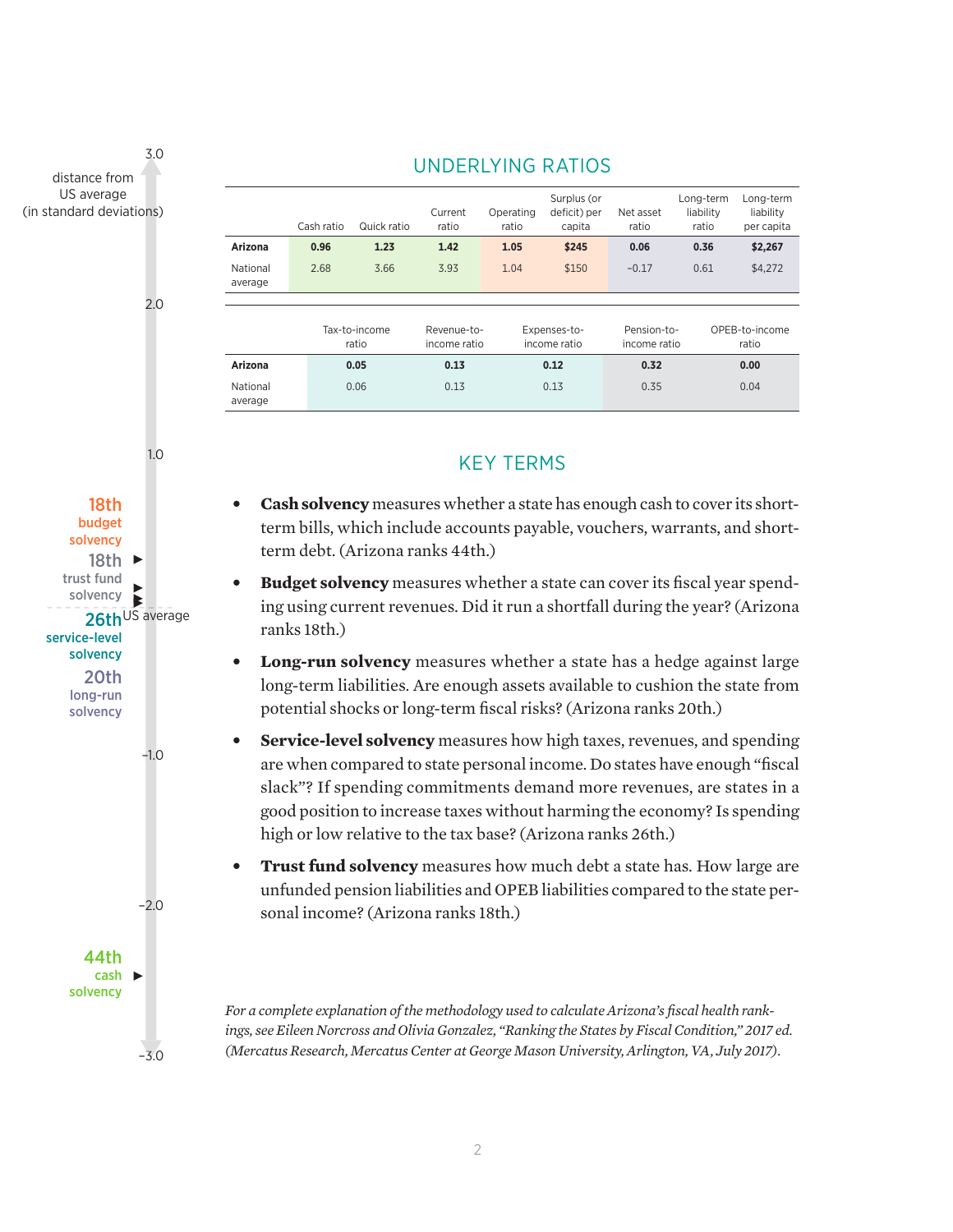distance from US average (in standard deviations)

3.0

2.0

1.0

18th budget solvency

18th trust fund solvency

26th service-level solvency

US average

20th long-run solvency

-1.0

-2.0

44th cash solvency

-3.0

## UNDERLYING RATIOS

| | Cash ratio | Quick ratio | Current ratio | Operating ratio | Surplus (or deficit) per capita | Net asset ratio | Long-term liability ratio | Long-term liability per capita |
|---|---|---|---|---|---|---|---|---|
| **Arizona** | **0.96** | **1.23** | **1.42** | **1.05** | **$245** | **0.06** | **0.36** | **$2,267** |
| National average | 2.68 | 3.66 | 3.93 | 1.04 | $150 | −0.17 | 0.61 | $4,272 |

| | Tax-to-income ratio | Revenue-to-income ratio | Expenses-to-income ratio | Pension-to-income ratio | OPEB-to-income ratio |
|---|---|---|---|---|---|
| **Arizona** | **0.05** | **0.13** | **0.12** | **0.32** | **0.00** |
| National average | 0.06 | 0.13 | 0.13 | 0.35 | 0.04 |

## KEY TERMS

- **Cash solvency** measures whether a state has enough cash to cover its short-term bills, which include accounts payable, vouchers, warrants, and short-term debt. (Arizona ranks 44th.)
- **Budget solvency** measures whether a state can cover its fiscal year spending using current revenues. Did it run a shortfall during the year? (Arizona ranks 18th.)
- **Long-run solvency** measures whether a state has a hedge against large long-term liabilities. Are enough assets available to cushion the state from potential shocks or long-term fiscal risks? (Arizona ranks 20th.)
- **Service-level solvency** measures how high taxes, revenues, and spending are when compared to state personal income. Do states have enough "fiscal slack"? If spending commitments demand more revenues, are states in a good position to increase taxes without harming the economy? Is spending high or low relative to the tax base? (Arizona ranks 26th.)
- **Trust fund solvency** measures how much debt a state has. How large are unfunded pension liabilities and OPEB liabilities compared to the state personal income? (Arizona ranks 18th.)

*For a complete explanation of the methodology used to calculate Arizona's fiscal health rankings, see Eileen Norcross and Olivia Gonzalez, "Ranking the States by Fiscal Condition," 2017 ed. (Mercatus Research, Mercatus Center at George Mason University, Arlington, VA, July 2017).*